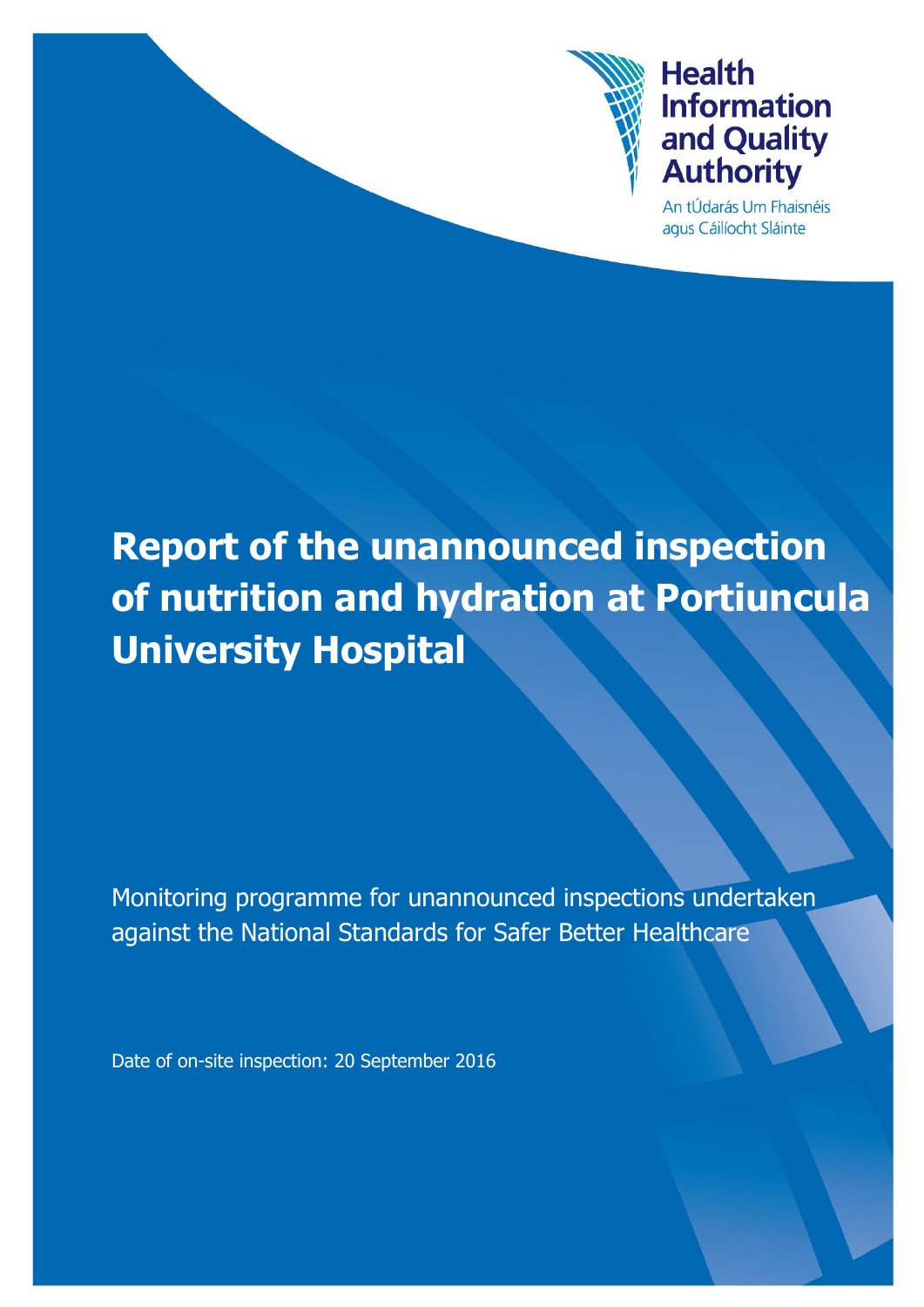Health Information and Quality Authority

An tÚdarás Um Fhaisnéis agus Cáilíocht Sláinte

# Report of the unannounced inspection of nutrition and hydration at Portiuncula University Hospital

Monitoring programme for unannounced inspections undertaken against the National Standards for Safer Better Healthcare

Date of on-site inspection: 20 September 2016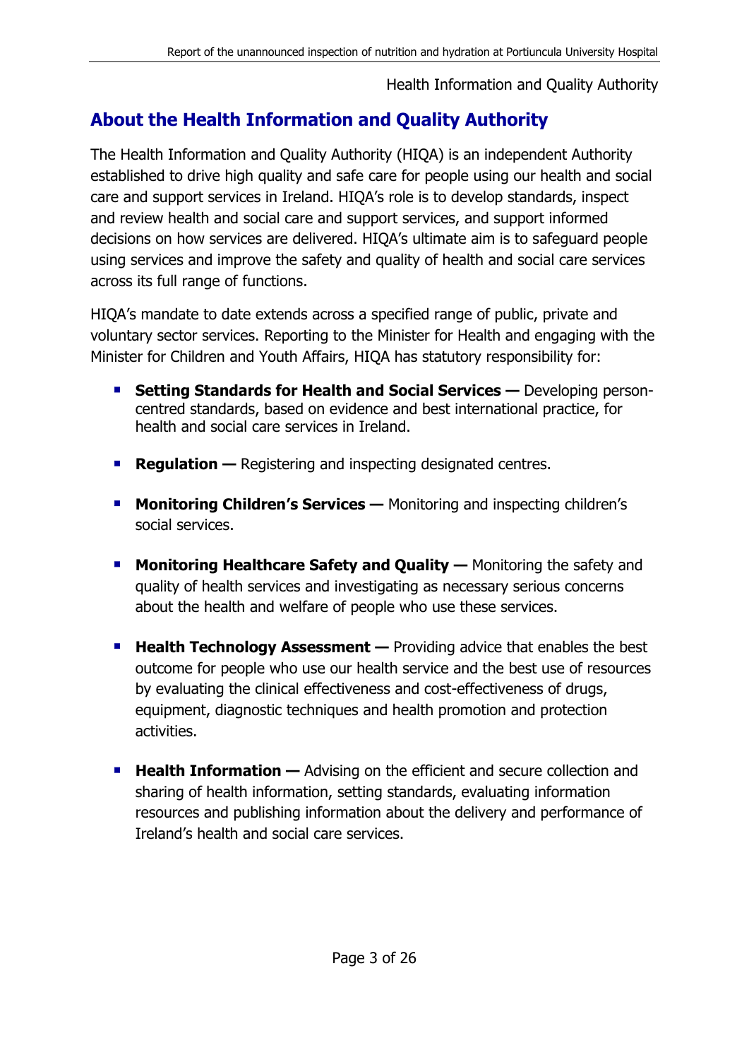## About the Health Information and Quality Authority

The Health Information and Quality Authority (HIQA) is an independent Authority established to drive high quality and safe care for people using our health and social care and support services in Ireland. HIQA's role is to develop standards, inspect and review health and social care and support services, and support informed decisions on how services are delivered. HIQA's ultimate aim is to safeguard people using services and improve the safety and quality of health and social care services across its full range of functions.

HIQA's mandate to date extends across a specified range of public, private and voluntary sector services. Reporting to the Minister for Health and engaging with the Minister for Children and Youth Affairs, HIQA has statutory responsibility for:

- **Setting Standards for Health and Social Services —** Developing person-centred standards, based on evidence and best international practice, for health and social care services in Ireland.
- **Regulation —** Registering and inspecting designated centres.
- **Monitoring Children's Services —** Monitoring and inspecting children's social services.
- **Monitoring Healthcare Safety and Quality —** Monitoring the safety and quality of health services and investigating as necessary serious concerns about the health and welfare of people who use these services.
- **Health Technology Assessment —** Providing advice that enables the best outcome for people who use our health service and the best use of resources by evaluating the clinical effectiveness and cost-effectiveness of drugs, equipment, diagnostic techniques and health promotion and protection activities.
- **Health Information —** Advising on the efficient and secure collection and sharing of health information, setting standards, evaluating information resources and publishing information about the delivery and performance of Ireland's health and social care services.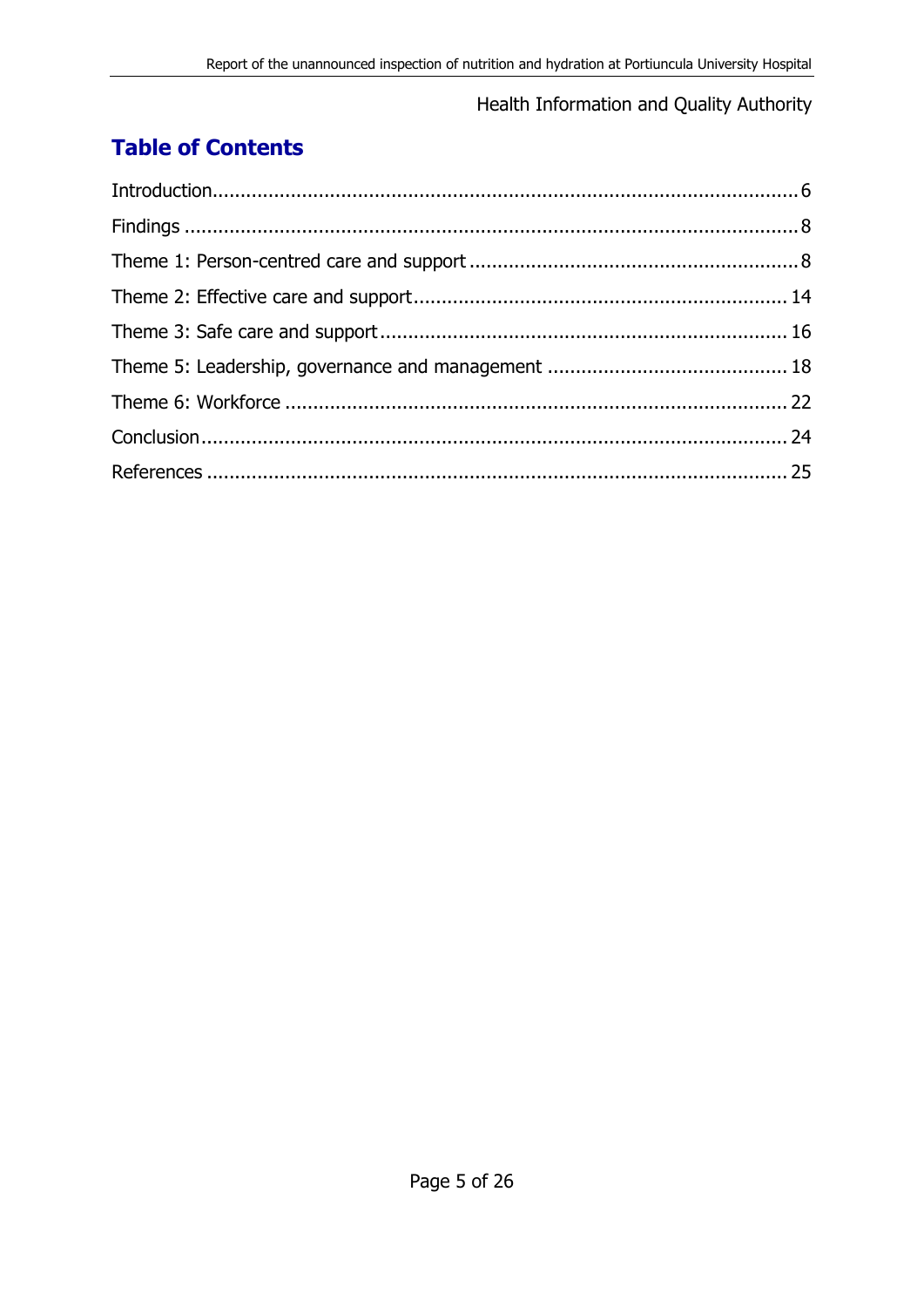## Table of Contents

Introduction....................................................................................................6

Findings ..........................................................................................................8

Theme 1: Person-centred care and support ...................................................8

Theme 2: Effective care and support.............................................................14

Theme 3: Safe care and support....................................................................16

Theme 5: Leadership, governance and management ....................................18

Theme 6: Workforce ......................................................................................22

Conclusion......................................................................................................24

References .....................................................................................................25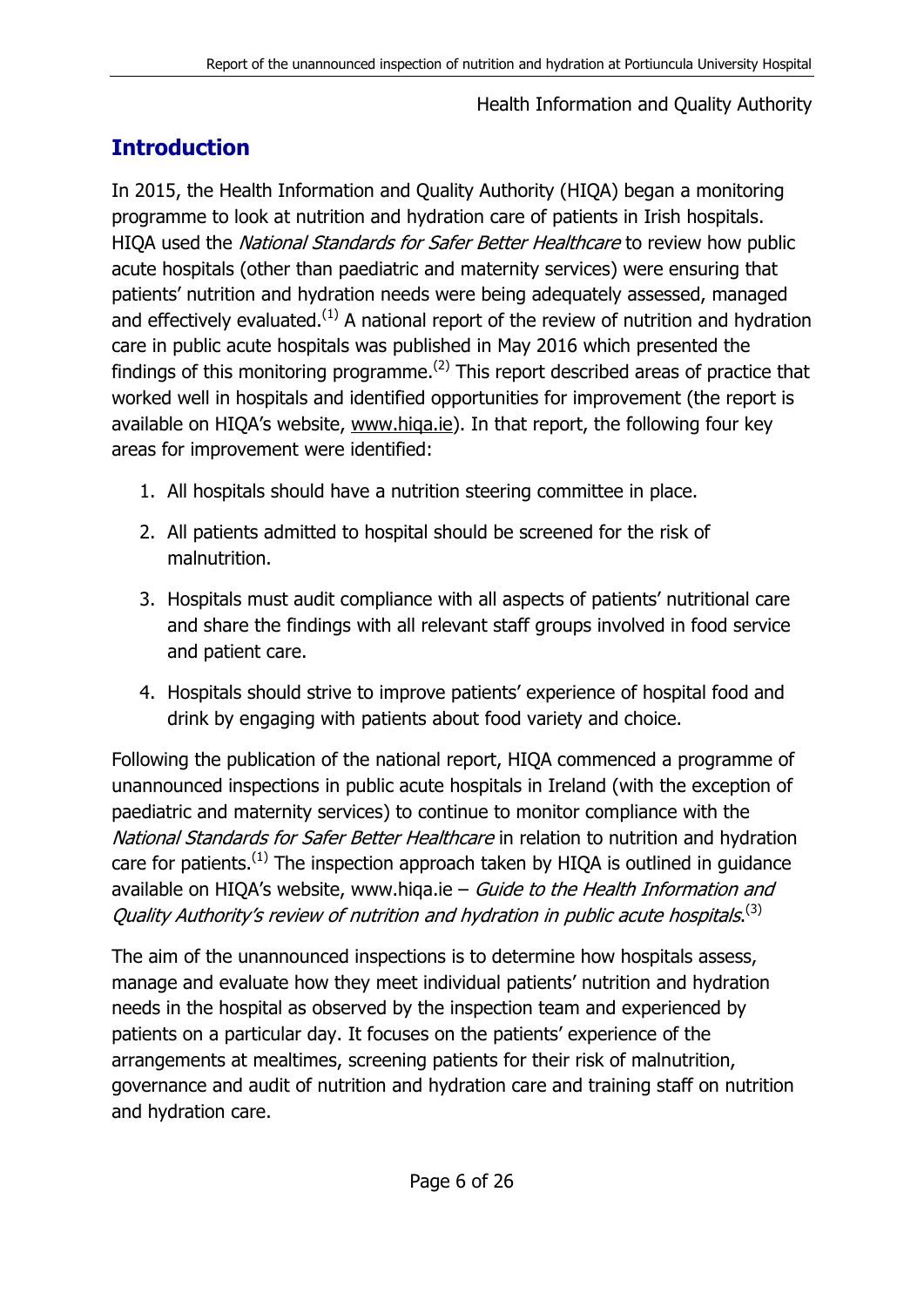## Introduction

In 2015, the Health Information and Quality Authority (HIQA) began a monitoring programme to look at nutrition and hydration care of patients in Irish hospitals. HIQA used the *National Standards for Safer Better Healthcare* to review how public acute hospitals (other than paediatric and maternity services) were ensuring that patients' nutrition and hydration needs were being adequately assessed, managed and effectively evaluated.[1] A national report of the review of nutrition and hydration care in public acute hospitals was published in May 2016 which presented the findings of this monitoring programme.[2] This report described areas of practice that worked well in hospitals and identified opportunities for improvement (the report is available on HIQA's website, www.hiqa.ie). In that report, the following four key areas for improvement were identified:

1. All hospitals should have a nutrition steering committee in place.
2. All patients admitted to hospital should be screened for the risk of malnutrition.
3. Hospitals must audit compliance with all aspects of patients' nutritional care and share the findings with all relevant staff groups involved in food service and patient care.
4. Hospitals should strive to improve patients' experience of hospital food and drink by engaging with patients about food variety and choice.

Following the publication of the national report, HIQA commenced a programme of unannounced inspections in public acute hospitals in Ireland (with the exception of paediatric and maternity services) to continue to monitor compliance with the *National Standards for Safer Better Healthcare* in relation to nutrition and hydration care for patients.[1] The inspection approach taken by HIQA is outlined in guidance available on HIQA's website, www.hiqa.ie – *Guide to the Health Information and Quality Authority's review of nutrition and hydration in public acute hospitals*.[3]

The aim of the unannounced inspections is to determine how hospitals assess, manage and evaluate how they meet individual patients' nutrition and hydration needs in the hospital as observed by the inspection team and experienced by patients on a particular day. It focuses on the patients' experience of the arrangements at mealtimes, screening patients for their risk of malnutrition, governance and audit of nutrition and hydration care and training staff on nutrition and hydration care.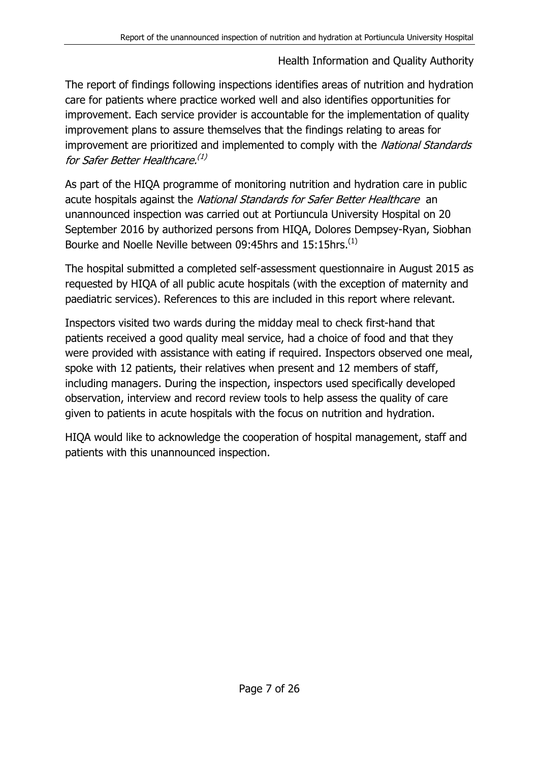The report of findings following inspections identifies areas of nutrition and hydration care for patients where practice worked well and also identifies opportunities for improvement. Each service provider is accountable for the implementation of quality improvement plans to assure themselves that the findings relating to areas for improvement are prioritized and implemented to comply with the *National Standards for Safer Better Healthcare*.[1]

As part of the HIQA programme of monitoring nutrition and hydration care in public acute hospitals against the *National Standards for Safer Better Healthcare* an unannounced inspection was carried out at Portiuncula University Hospital on 20 September 2016 by authorized persons from HIQA, Dolores Dempsey-Ryan, Siobhan Bourke and Noelle Neville between 09:45hrs and 15:15hrs.[1]

The hospital submitted a completed self-assessment questionnaire in August 2015 as requested by HIQA of all public acute hospitals (with the exception of maternity and paediatric services). References to this are included in this report where relevant.

Inspectors visited two wards during the midday meal to check first-hand that patients received a good quality meal service, had a choice of food and that they were provided with assistance with eating if required. Inspectors observed one meal, spoke with 12 patients, their relatives when present and 12 members of staff, including managers. During the inspection, inspectors used specifically developed observation, interview and record review tools to help assess the quality of care given to patients in acute hospitals with the focus on nutrition and hydration.

HIQA would like to acknowledge the cooperation of hospital management, staff and patients with this unannounced inspection.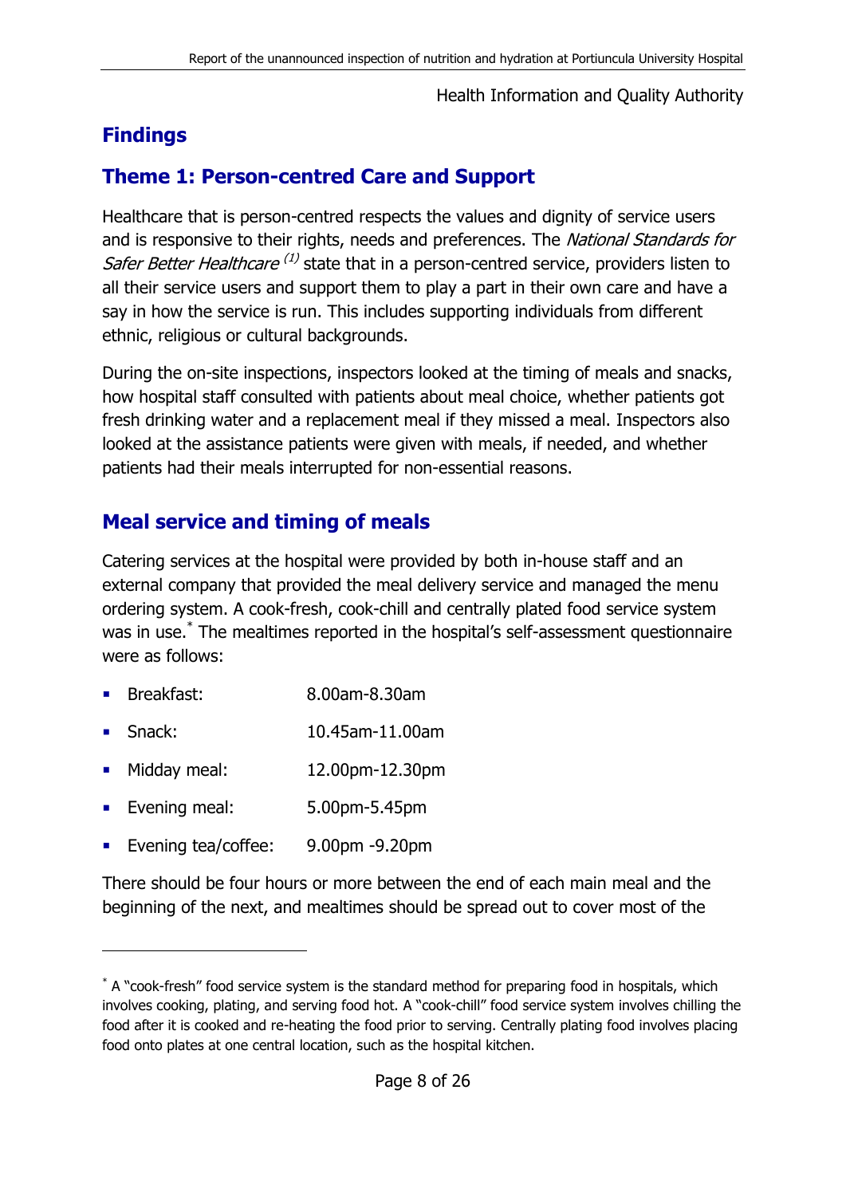## Findings

## Theme 1: Person-centred Care and Support

Healthcare that is person-centred respects the values and dignity of service users and is responsive to their rights, needs and preferences. The *National Standards for Safer Better Healthcare* [(1)] state that in a person-centred service, providers listen to all their service users and support them to play a part in their own care and have a say in how the service is run. This includes supporting individuals from different ethnic, religious or cultural backgrounds.

During the on-site inspections, inspectors looked at the timing of meals and snacks, how hospital staff consulted with patients about meal choice, whether patients got fresh drinking water and a replacement meal if they missed a meal. Inspectors also looked at the assistance patients were given with meals, if needed, and whether patients had their meals interrupted for non-essential reasons.

## Meal service and timing of meals

Catering services at the hospital were provided by both in-house staff and an external company that provided the meal delivery service and managed the menu ordering system. A cook-fresh, cook-chill and centrally plated food service system was in use.[*] The mealtimes reported in the hospital's self-assessment questionnaire were as follows:

- Breakfast: 8.00am-8.30am
- Snack: 10.45am-11.00am
- Midday meal: 12.00pm-12.30pm
- Evening meal: 5.00pm-5.45pm
- Evening tea/coffee: 9.00pm -9.20pm

There should be four hours or more between the end of each main meal and the beginning of the next, and mealtimes should be spread out to cover most of the

---

[*] A "cook-fresh" food service system is the standard method for preparing food in hospitals, which involves cooking, plating, and serving food hot. A "cook-chill" food service system involves chilling the food after it is cooked and re-heating the food prior to serving. Centrally plating food involves placing food onto plates at one central location, such as the hospital kitchen.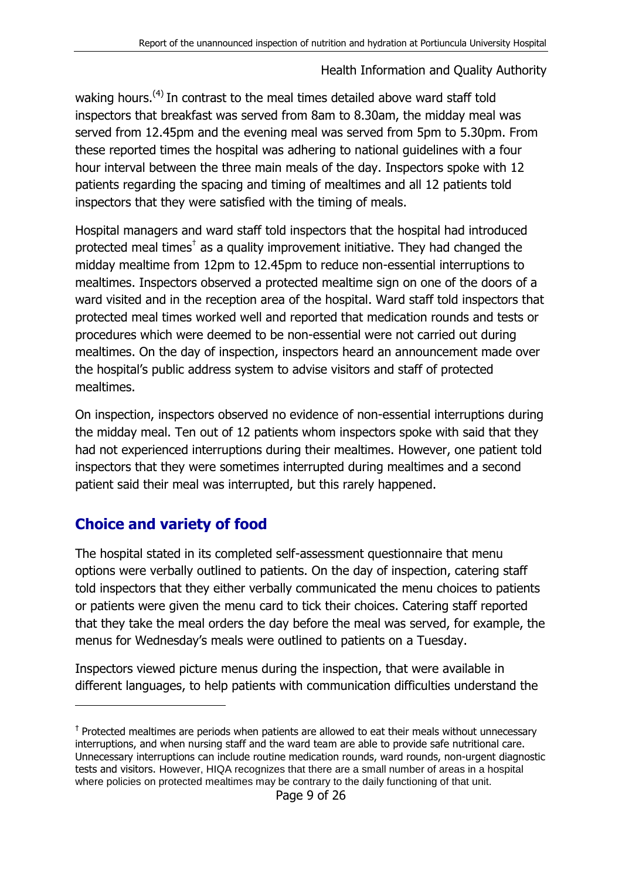waking hours.[4] In contrast to the meal times detailed above ward staff told inspectors that breakfast was served from 8am to 8.30am, the midday meal was served from 12.45pm and the evening meal was served from 5pm to 5.30pm. From these reported times the hospital was adhering to national guidelines with a four hour interval between the three main meals of the day. Inspectors spoke with 12 patients regarding the spacing and timing of mealtimes and all 12 patients told inspectors that they were satisfied with the timing of meals.

Hospital managers and ward staff told inspectors that the hospital had introduced protected meal times[†] as a quality improvement initiative. They had changed the midday mealtime from 12pm to 12.45pm to reduce non-essential interruptions to mealtimes. Inspectors observed a protected mealtime sign on one of the doors of a ward visited and in the reception area of the hospital. Ward staff told inspectors that protected meal times worked well and reported that medication rounds and tests or procedures which were deemed to be non-essential were not carried out during mealtimes. On the day of inspection, inspectors heard an announcement made over the hospital's public address system to advise visitors and staff of protected mealtimes.

On inspection, inspectors observed no evidence of non-essential interruptions during the midday meal. Ten out of 12 patients whom inspectors spoke with said that they had not experienced interruptions during their mealtimes. However, one patient told inspectors that they were sometimes interrupted during mealtimes and a second patient said their meal was interrupted, but this rarely happened.

## Choice and variety of food

The hospital stated in its completed self-assessment questionnaire that menu options were verbally outlined to patients. On the day of inspection, catering staff told inspectors that they either verbally communicated the menu choices to patients or patients were given the menu card to tick their choices. Catering staff reported that they take the meal orders the day before the meal was served, for example, the menus for Wednesday's meals were outlined to patients on a Tuesday.

Inspectors viewed picture menus during the inspection, that were available in different languages, to help patients with communication difficulties understand the

---

[†] Protected mealtimes are periods when patients are allowed to eat their meals without unnecessary interruptions, and when nursing staff and the ward team are able to provide safe nutritional care. Unnecessary interruptions can include routine medication rounds, ward rounds, non-urgent diagnostic tests and visitors. However, HIQA recognizes that there are a small number of areas in a hospital where policies on protected mealtimes may be contrary to the daily functioning of that unit.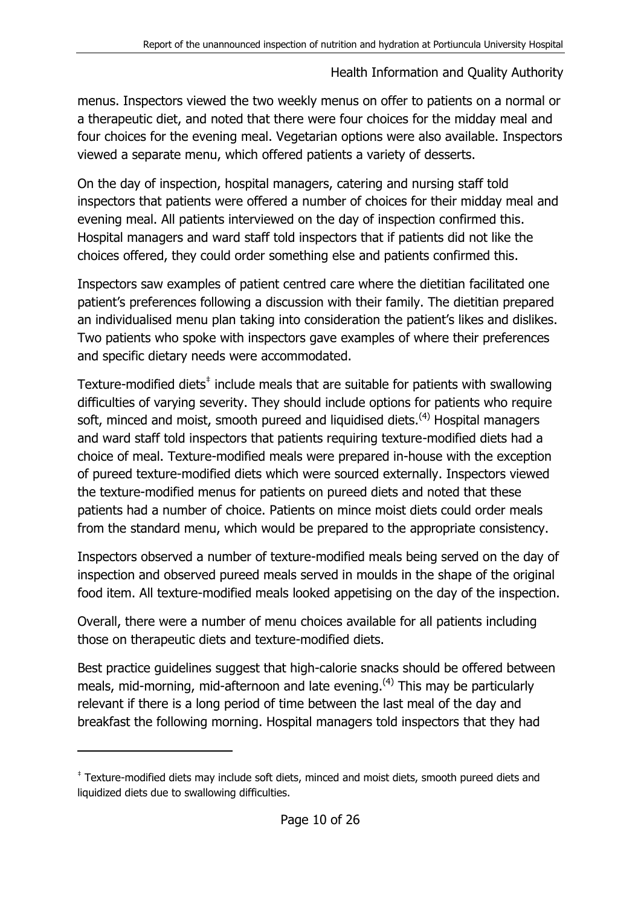menus. Inspectors viewed the two weekly menus on offer to patients on a normal or a therapeutic diet, and noted that there were four choices for the midday meal and four choices for the evening meal. Vegetarian options were also available. Inspectors viewed a separate menu, which offered patients a variety of desserts.

On the day of inspection, hospital managers, catering and nursing staff told inspectors that patients were offered a number of choices for their midday meal and evening meal. All patients interviewed on the day of inspection confirmed this. Hospital managers and ward staff told inspectors that if patients did not like the choices offered, they could order something else and patients confirmed this.

Inspectors saw examples of patient centred care where the dietitian facilitated one patient's preferences following a discussion with their family. The dietitian prepared an individualised menu plan taking into consideration the patient's likes and dislikes. Two patients who spoke with inspectors gave examples of where their preferences and specific dietary needs were accommodated.

Texture-modified diets[‡] include meals that are suitable for patients with swallowing difficulties of varying severity. They should include options for patients who require soft, minced and moist, smooth pureed and liquidised diets.[(4)] Hospital managers and ward staff told inspectors that patients requiring texture-modified diets had a choice of meal. Texture-modified meals were prepared in-house with the exception of pureed texture-modified diets which were sourced externally. Inspectors viewed the texture-modified menus for patients on pureed diets and noted that these patients had a number of choice. Patients on mince moist diets could order meals from the standard menu, which would be prepared to the appropriate consistency.

Inspectors observed a number of texture-modified meals being served on the day of inspection and observed pureed meals served in moulds in the shape of the original food item. All texture-modified meals looked appetising on the day of the inspection.

Overall, there were a number of menu choices available for all patients including those on therapeutic diets and texture-modified diets.

Best practice guidelines suggest that high-calorie snacks should be offered between meals, mid-morning, mid-afternoon and late evening.[(4)] This may be particularly relevant if there is a long period of time between the last meal of the day and breakfast the following morning. Hospital managers told inspectors that they had

---

[‡] Texture-modified diets may include soft diets, minced and moist diets, smooth pureed diets and liquidized diets due to swallowing difficulties.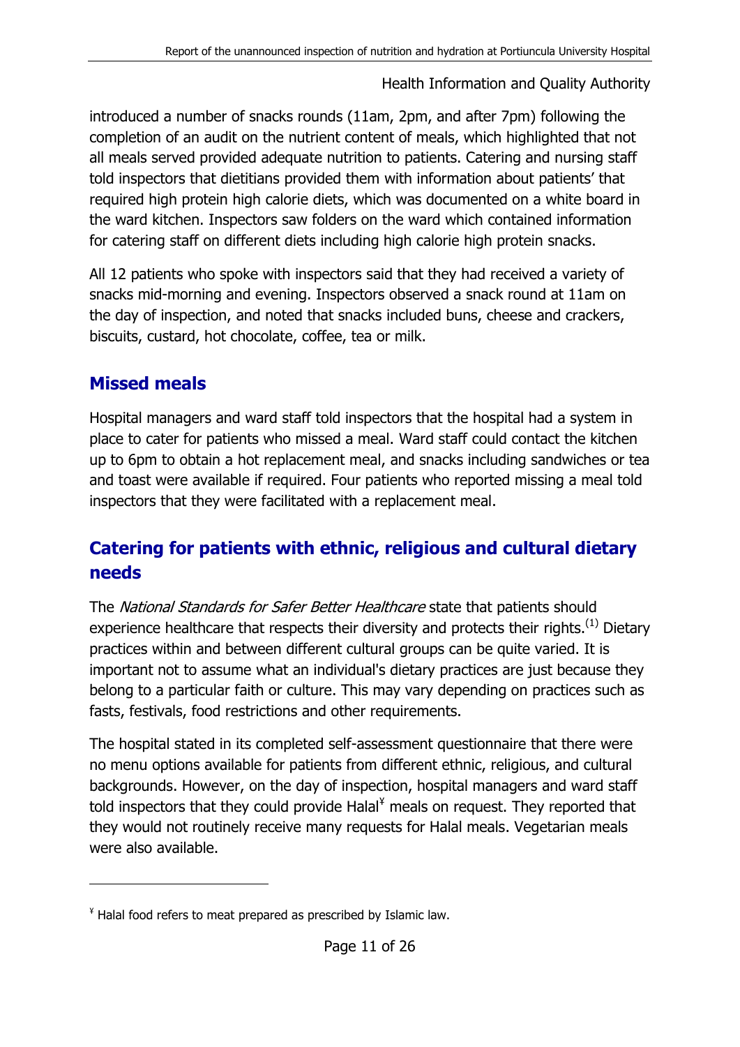introduced a number of snacks rounds (11am, 2pm, and after 7pm) following the completion of an audit on the nutrient content of meals, which highlighted that not all meals served provided adequate nutrition to patients. Catering and nursing staff told inspectors that dietitians provided them with information about patients' that required high protein high calorie diets, which was documented on a white board in the ward kitchen. Inspectors saw folders on the ward which contained information for catering staff on different diets including high calorie high protein snacks.

All 12 patients who spoke with inspectors said that they had received a variety of snacks mid-morning and evening. Inspectors observed a snack round at 11am on the day of inspection, and noted that snacks included buns, cheese and crackers, biscuits, custard, hot chocolate, coffee, tea or milk.

## Missed meals

Hospital managers and ward staff told inspectors that the hospital had a system in place to cater for patients who missed a meal. Ward staff could contact the kitchen up to 6pm to obtain a hot replacement meal, and snacks including sandwiches or tea and toast were available if required. Four patients who reported missing a meal told inspectors that they were facilitated with a replacement meal.

## Catering for patients with ethnic, religious and cultural dietary needs

The *National Standards for Safer Better Healthcare* state that patients should experience healthcare that respects their diversity and protects their rights.[1] Dietary practices within and between different cultural groups can be quite varied. It is important not to assume what an individual's dietary practices are just because they belong to a particular faith or culture. This may vary depending on practices such as fasts, festivals, food restrictions and other requirements.

The hospital stated in its completed self-assessment questionnaire that there were no menu options available for patients from different ethnic, religious, and cultural backgrounds. However, on the day of inspection, hospital managers and ward staff told inspectors that they could provide Halal[¥] meals on request. They reported that they would not routinely receive many requests for Halal meals. Vegetarian meals were also available.

---

[¥] Halal food refers to meat prepared as prescribed by Islamic law.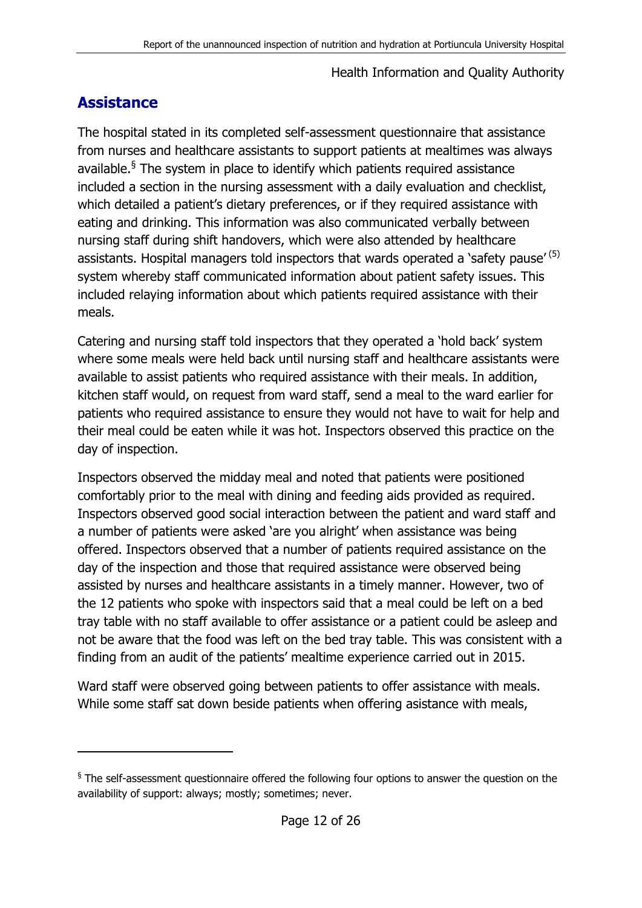## Assistance

The hospital stated in its completed self-assessment questionnaire that assistance from nurses and healthcare assistants to support patients at mealtimes was always available.[§] The system in place to identify which patients required assistance included a section in the nursing assessment with a daily evaluation and checklist, which detailed a patient's dietary preferences, or if they required assistance with eating and drinking. This information was also communicated verbally between nursing staff during shift handovers, which were also attended by healthcare assistants. Hospital managers told inspectors that wards operated a 'safety pause'[(5)] system whereby staff communicated information about patient safety issues. This included relaying information about which patients required assistance with their meals.

Catering and nursing staff told inspectors that they operated a 'hold back' system where some meals were held back until nursing staff and healthcare assistants were available to assist patients who required assistance with their meals. In addition, kitchen staff would, on request from ward staff, send a meal to the ward earlier for patients who required assistance to ensure they would not have to wait for help and their meal could be eaten while it was hot. Inspectors observed this practice on the day of inspection.

Inspectors observed the midday meal and noted that patients were positioned comfortably prior to the meal with dining and feeding aids provided as required. Inspectors observed good social interaction between the patient and ward staff and a number of patients were asked 'are you alright' when assistance was being offered. Inspectors observed that a number of patients required assistance on the day of the inspection and those that required assistance were observed being assisted by nurses and healthcare assistants in a timely manner. However, two of the 12 patients who spoke with inspectors said that a meal could be left on a bed tray table with no staff available to offer assistance or a patient could be asleep and not be aware that the food was left on the bed tray table. This was consistent with a finding from an audit of the patients' mealtime experience carried out in 2015.

Ward staff were observed going between patients to offer assistance with meals. While some staff sat down beside patients when offering asistance with meals,

---

[§] The self-assessment questionnaire offered the following four options to answer the question on the availability of support: always; mostly; sometimes; never.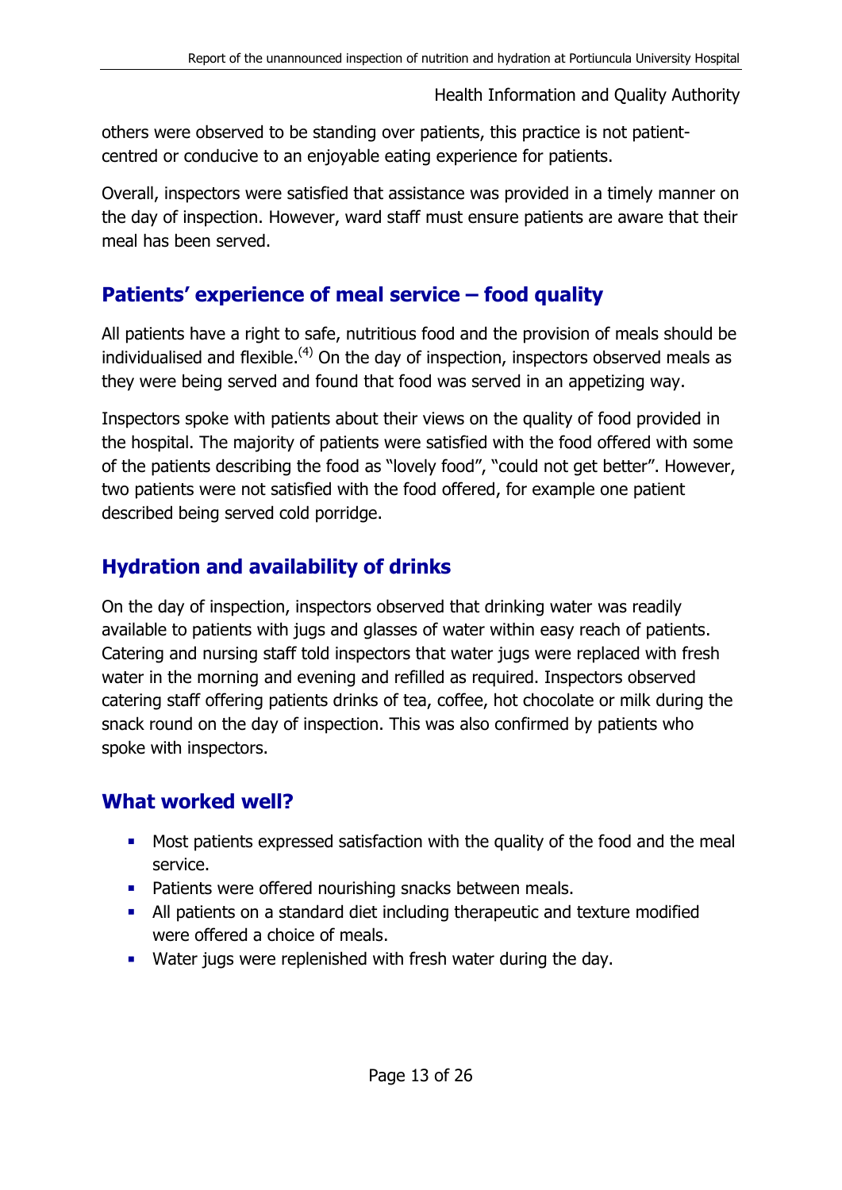others were observed to be standing over patients, this practice is not patient-centred or conducive to an enjoyable eating experience for patients.

Overall, inspectors were satisfied that assistance was provided in a timely manner on the day of inspection. However, ward staff must ensure patients are aware that their meal has been served.

## Patients' experience of meal service – food quality

All patients have a right to safe, nutritious food and the provision of meals should be individualised and flexible.[4] On the day of inspection, inspectors observed meals as they were being served and found that food was served in an appetizing way.

Inspectors spoke with patients about their views on the quality of food provided in the hospital. The majority of patients were satisfied with the food offered with some of the patients describing the food as "lovely food", "could not get better". However, two patients were not satisfied with the food offered, for example one patient described being served cold porridge.

## Hydration and availability of drinks

On the day of inspection, inspectors observed that drinking water was readily available to patients with jugs and glasses of water within easy reach of patients. Catering and nursing staff told inspectors that water jugs were replaced with fresh water in the morning and evening and refilled as required. Inspectors observed catering staff offering patients drinks of tea, coffee, hot chocolate or milk during the snack round on the day of inspection. This was also confirmed by patients who spoke with inspectors.

## What worked well?

- Most patients expressed satisfaction with the quality of the food and the meal service.
- Patients were offered nourishing snacks between meals.
- All patients on a standard diet including therapeutic and texture modified were offered a choice of meals.
- Water jugs were replenished with fresh water during the day.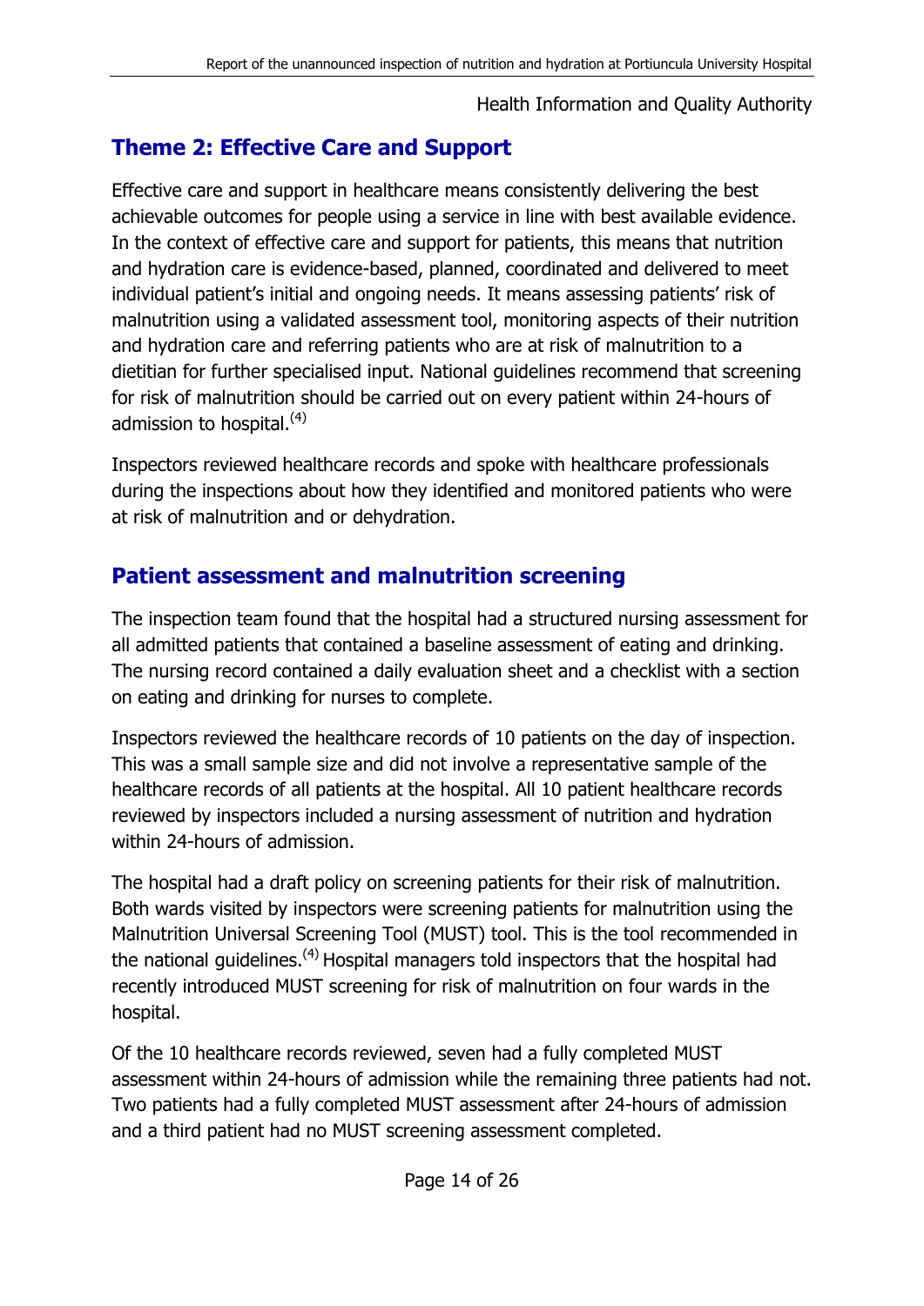## Theme 2: Effective Care and Support

Effective care and support in healthcare means consistently delivering the best achievable outcomes for people using a service in line with best available evidence. In the context of effective care and support for patients, this means that nutrition and hydration care is evidence-based, planned, coordinated and delivered to meet individual patient's initial and ongoing needs. It means assessing patients' risk of malnutrition using a validated assessment tool, monitoring aspects of their nutrition and hydration care and referring patients who are at risk of malnutrition to a dietitian for further specialised input. National guidelines recommend that screening for risk of malnutrition should be carried out on every patient within 24-hours of admission to hospital.(4)

Inspectors reviewed healthcare records and spoke with healthcare professionals during the inspections about how they identified and monitored patients who were at risk of malnutrition and or dehydration.

## Patient assessment and malnutrition screening

The inspection team found that the hospital had a structured nursing assessment for all admitted patients that contained a baseline assessment of eating and drinking. The nursing record contained a daily evaluation sheet and a checklist with a section on eating and drinking for nurses to complete.

Inspectors reviewed the healthcare records of 10 patients on the day of inspection. This was a small sample size and did not involve a representative sample of the healthcare records of all patients at the hospital. All 10 patient healthcare records reviewed by inspectors included a nursing assessment of nutrition and hydration within 24-hours of admission.

The hospital had a draft policy on screening patients for their risk of malnutrition. Both wards visited by inspectors were screening patients for malnutrition using the Malnutrition Universal Screening Tool (MUST) tool. This is the tool recommended in the national guidelines.(4) Hospital managers told inspectors that the hospital had recently introduced MUST screening for risk of malnutrition on four wards in the hospital.

Of the 10 healthcare records reviewed, seven had a fully completed MUST assessment within 24-hours of admission while the remaining three patients had not. Two patients had a fully completed MUST assessment after 24-hours of admission and a third patient had no MUST screening assessment completed.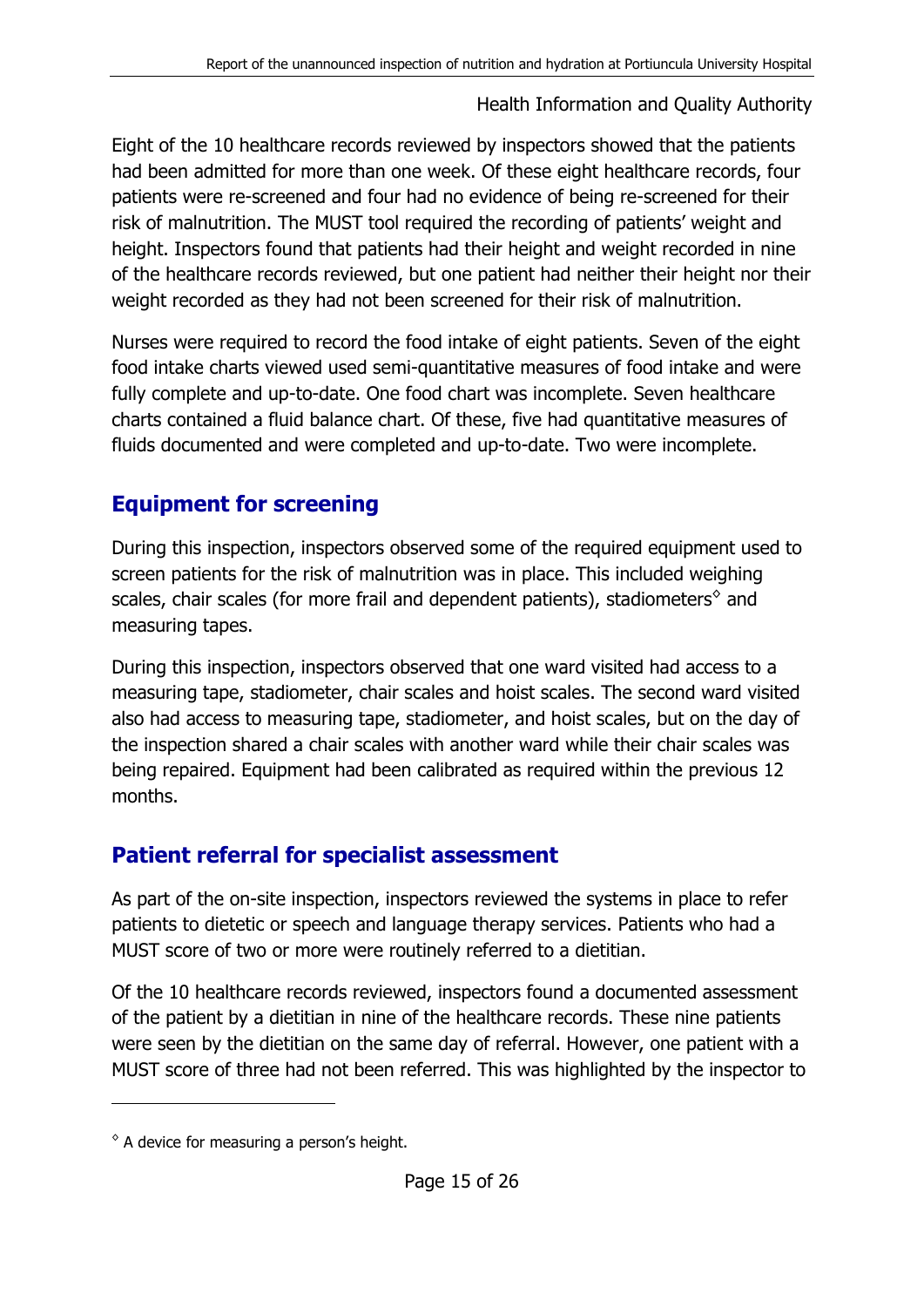Eight of the 10 healthcare records reviewed by inspectors showed that the patients had been admitted for more than one week. Of these eight healthcare records, four patients were re-screened and four had no evidence of being re-screened for their risk of malnutrition. The MUST tool required the recording of patients' weight and height. Inspectors found that patients had their height and weight recorded in nine of the healthcare records reviewed, but one patient had neither their height nor their weight recorded as they had not been screened for their risk of malnutrition.

Nurses were required to record the food intake of eight patients. Seven of the eight food intake charts viewed used semi-quantitative measures of food intake and were fully complete and up-to-date. One food chart was incomplete. Seven healthcare charts contained a fluid balance chart. Of these, five had quantitative measures of fluids documented and were completed and up-to-date. Two were incomplete.

## Equipment for screening

During this inspection, inspectors observed some of the required equipment used to screen patients for the risk of malnutrition was in place. This included weighing scales, chair scales (for more frail and dependent patients), stadiometers[◊] and measuring tapes.

During this inspection, inspectors observed that one ward visited had access to a measuring tape, stadiometer, chair scales and hoist scales. The second ward visited also had access to measuring tape, stadiometer, and hoist scales, but on the day of the inspection shared a chair scales with another ward while their chair scales was being repaired. Equipment had been calibrated as required within the previous 12 months.

## Patient referral for specialist assessment

As part of the on-site inspection, inspectors reviewed the systems in place to refer patients to dietetic or speech and language therapy services. Patients who had a MUST score of two or more were routinely referred to a dietitian.

Of the 10 healthcare records reviewed, inspectors found a documented assessment of the patient by a dietitian in nine of the healthcare records. These nine patients were seen by the dietitian on the same day of referral. However, one patient with a MUST score of three had not been referred. This was highlighted by the inspector to

[◊] A device for measuring a person's height.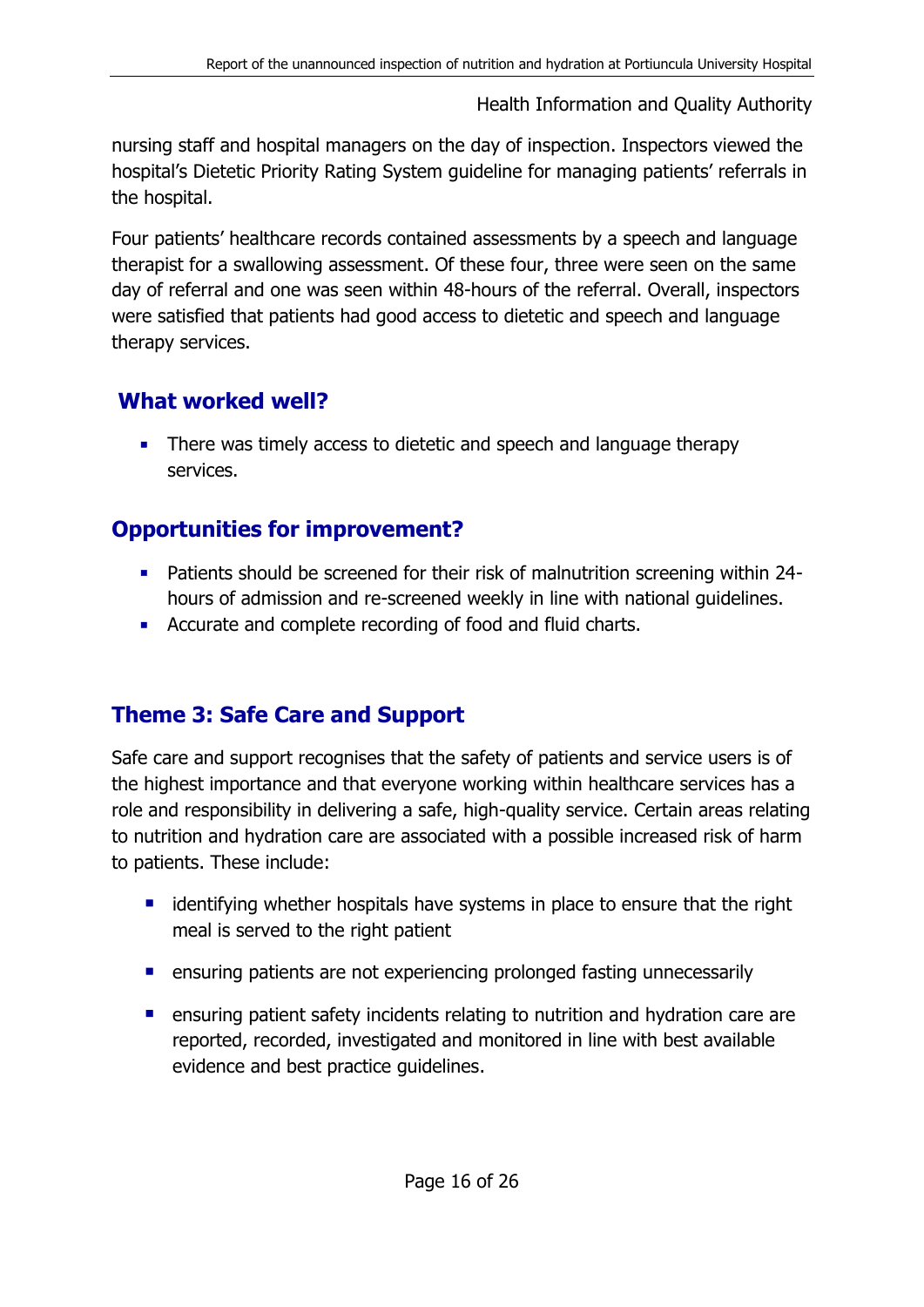nursing staff and hospital managers on the day of inspection. Inspectors viewed the hospital's Dietetic Priority Rating System guideline for managing patients' referrals in the hospital.

Four patients' healthcare records contained assessments by a speech and language therapist for a swallowing assessment. Of these four, three were seen on the same day of referral and one was seen within 48-hours of the referral. Overall, inspectors were satisfied that patients had good access to dietetic and speech and language therapy services.

## What worked well?

- There was timely access to dietetic and speech and language therapy services.

## Opportunities for improvement?

- Patients should be screened for their risk of malnutrition screening within 24-hours of admission and re-screened weekly in line with national guidelines.
- Accurate and complete recording of food and fluid charts.

## Theme 3: Safe Care and Support

Safe care and support recognises that the safety of patients and service users is of the highest importance and that everyone working within healthcare services has a role and responsibility in delivering a safe, high-quality service. Certain areas relating to nutrition and hydration care are associated with a possible increased risk of harm to patients. These include:

- identifying whether hospitals have systems in place to ensure that the right meal is served to the right patient
- ensuring patients are not experiencing prolonged fasting unnecessarily
- ensuring patient safety incidents relating to nutrition and hydration care are reported, recorded, investigated and monitored in line with best available evidence and best practice guidelines.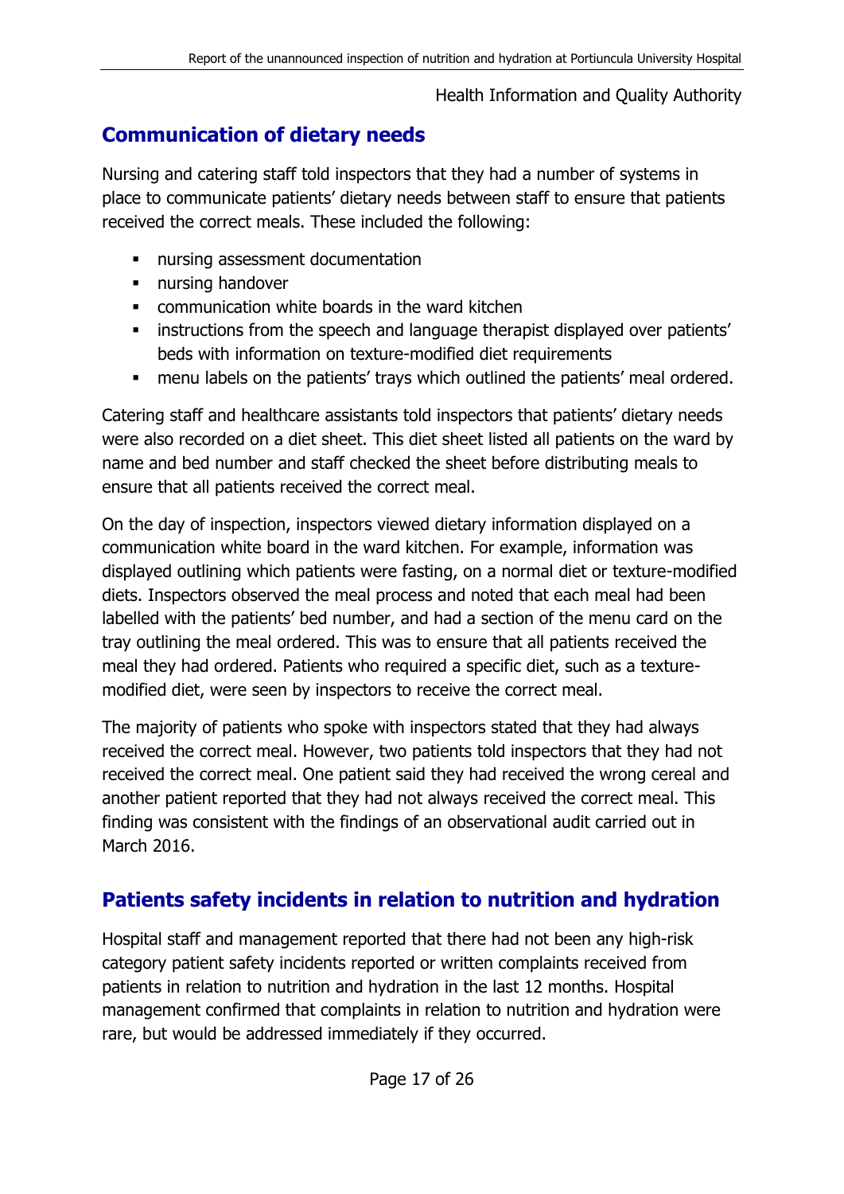## Communication of dietary needs

Nursing and catering staff told inspectors that they had a number of systems in place to communicate patients' dietary needs between staff to ensure that patients received the correct meals. These included the following:

- nursing assessment documentation
- nursing handover
- communication white boards in the ward kitchen
- instructions from the speech and language therapist displayed over patients' beds with information on texture-modified diet requirements
- menu labels on the patients' trays which outlined the patients' meal ordered.

Catering staff and healthcare assistants told inspectors that patients' dietary needs were also recorded on a diet sheet. This diet sheet listed all patients on the ward by name and bed number and staff checked the sheet before distributing meals to ensure that all patients received the correct meal.

On the day of inspection, inspectors viewed dietary information displayed on a communication white board in the ward kitchen. For example, information was displayed outlining which patients were fasting, on a normal diet or texture-modified diets. Inspectors observed the meal process and noted that each meal had been labelled with the patients' bed number, and had a section of the menu card on the tray outlining the meal ordered. This was to ensure that all patients received the meal they had ordered. Patients who required a specific diet, such as a texture-modified diet, were seen by inspectors to receive the correct meal.

The majority of patients who spoke with inspectors stated that they had always received the correct meal. However, two patients told inspectors that they had not received the correct meal. One patient said they had received the wrong cereal and another patient reported that they had not always received the correct meal. This finding was consistent with the findings of an observational audit carried out in March 2016.

## Patients safety incidents in relation to nutrition and hydration

Hospital staff and management reported that there had not been any high-risk category patient safety incidents reported or written complaints received from patients in relation to nutrition and hydration in the last 12 months. Hospital management confirmed that complaints in relation to nutrition and hydration were rare, but would be addressed immediately if they occurred.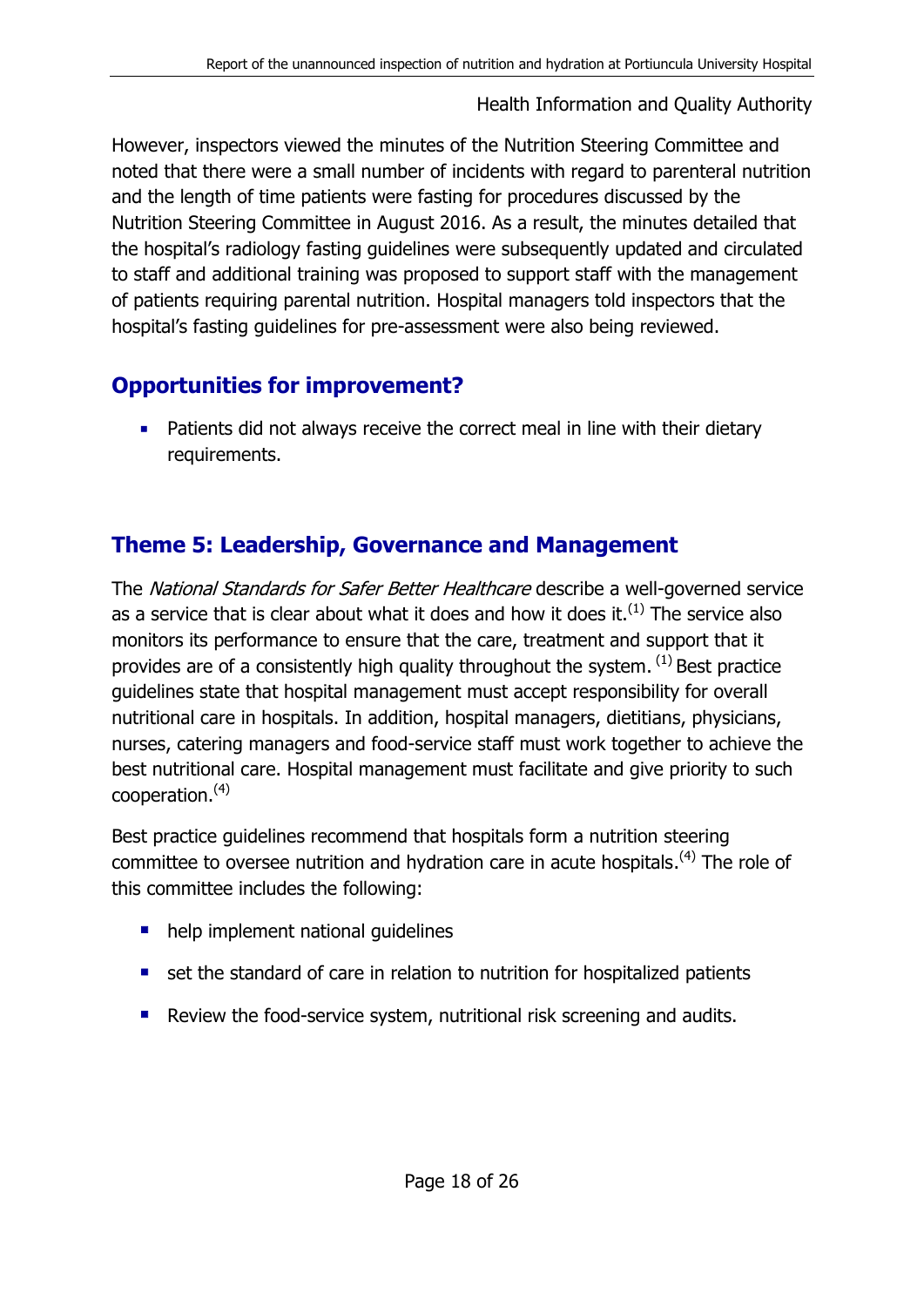However, inspectors viewed the minutes of the Nutrition Steering Committee and noted that there were a small number of incidents with regard to parenteral nutrition and the length of time patients were fasting for procedures discussed by the Nutrition Steering Committee in August 2016. As a result, the minutes detailed that the hospital's radiology fasting guidelines were subsequently updated and circulated to staff and additional training was proposed to support staff with the management of patients requiring parental nutrition. Hospital managers told inspectors that the hospital's fasting guidelines for pre-assessment were also being reviewed.

## Opportunities for improvement?

- Patients did not always receive the correct meal in line with their dietary requirements.

## Theme 5: Leadership, Governance and Management

The *National Standards for Safer Better Healthcare* describe a well-governed service as a service that is clear about what it does and how it does it.[1] The service also monitors its performance to ensure that the care, treatment and support that it provides are of a consistently high quality throughout the system. [1] Best practice guidelines state that hospital management must accept responsibility for overall nutritional care in hospitals. In addition, hospital managers, dietitians, physicians, nurses, catering managers and food-service staff must work together to achieve the best nutritional care. Hospital management must facilitate and give priority to such cooperation.[4]

Best practice guidelines recommend that hospitals form a nutrition steering committee to oversee nutrition and hydration care in acute hospitals.[4] The role of this committee includes the following:

- help implement national guidelines
- set the standard of care in relation to nutrition for hospitalized patients
- Review the food-service system, nutritional risk screening and audits.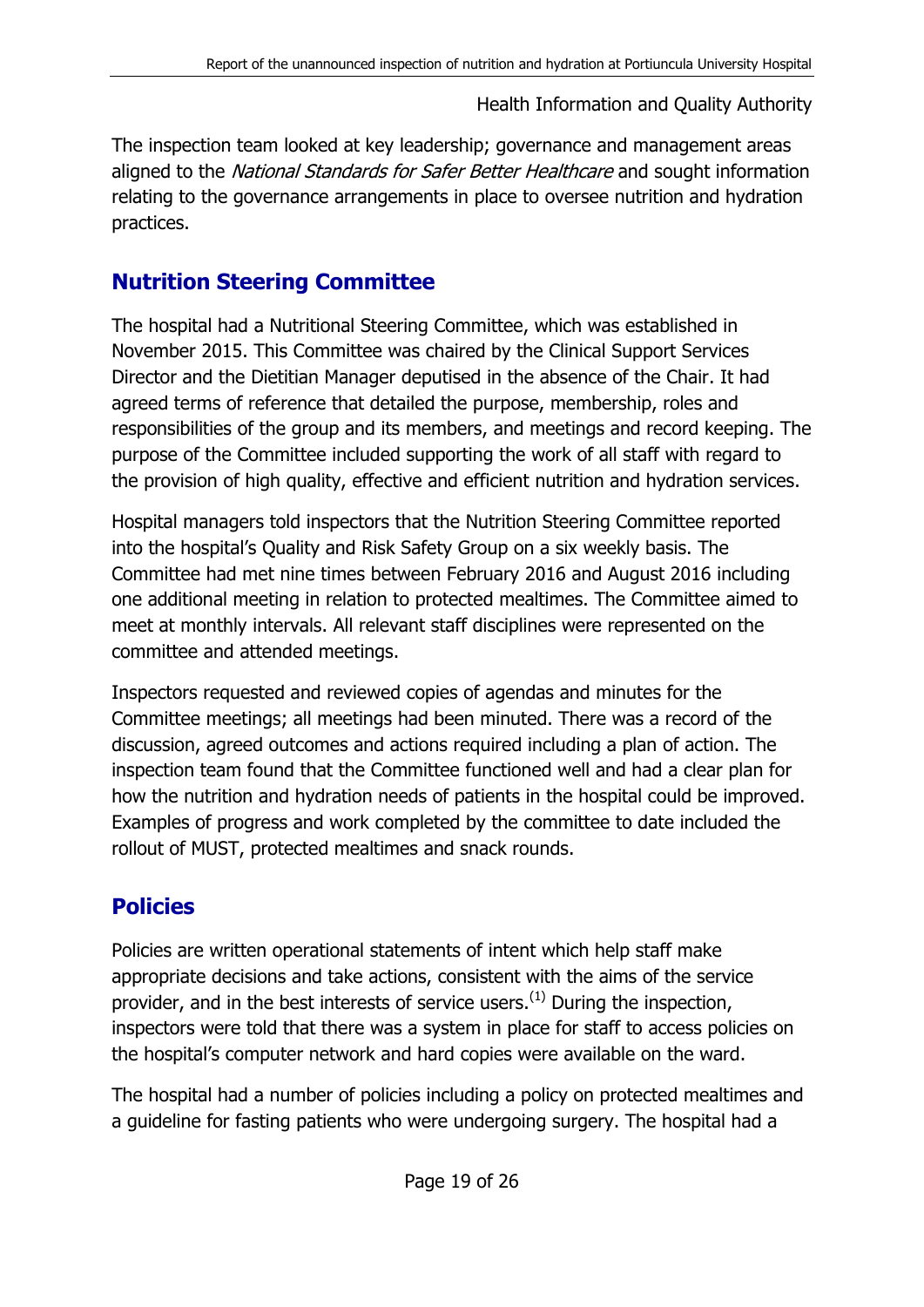The inspection team looked at key leadership; governance and management areas aligned to the *National Standards for Safer Better Healthcare* and sought information relating to the governance arrangements in place to oversee nutrition and hydration practices.

## Nutrition Steering Committee

The hospital had a Nutritional Steering Committee, which was established in November 2015. This Committee was chaired by the Clinical Support Services Director and the Dietitian Manager deputised in the absence of the Chair. It had agreed terms of reference that detailed the purpose, membership, roles and responsibilities of the group and its members, and meetings and record keeping. The purpose of the Committee included supporting the work of all staff with regard to the provision of high quality, effective and efficient nutrition and hydration services.

Hospital managers told inspectors that the Nutrition Steering Committee reported into the hospital's Quality and Risk Safety Group on a six weekly basis. The Committee had met nine times between February 2016 and August 2016 including one additional meeting in relation to protected mealtimes. The Committee aimed to meet at monthly intervals. All relevant staff disciplines were represented on the committee and attended meetings.

Inspectors requested and reviewed copies of agendas and minutes for the Committee meetings; all meetings had been minuted. There was a record of the discussion, agreed outcomes and actions required including a plan of action. The inspection team found that the Committee functioned well and had a clear plan for how the nutrition and hydration needs of patients in the hospital could be improved. Examples of progress and work completed by the committee to date included the rollout of MUST, protected mealtimes and snack rounds.

## Policies

Policies are written operational statements of intent which help staff make appropriate decisions and take actions, consistent with the aims of the service provider, and in the best interests of service users.[1] During the inspection, inspectors were told that there was a system in place for staff to access policies on the hospital's computer network and hard copies were available on the ward.

The hospital had a number of policies including a policy on protected mealtimes and a guideline for fasting patients who were undergoing surgery. The hospital had a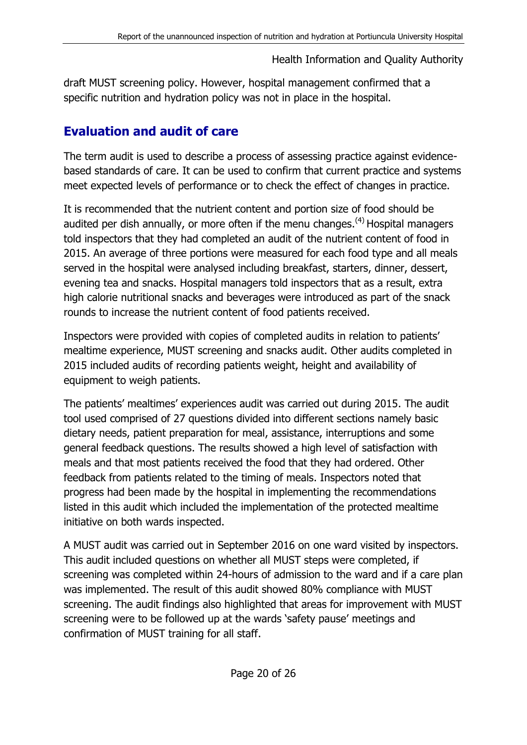draft MUST screening policy. However, hospital management confirmed that a specific nutrition and hydration policy was not in place in the hospital.

## Evaluation and audit of care

The term audit is used to describe a process of assessing practice against evidence-based standards of care. It can be used to confirm that current practice and systems meet expected levels of performance or to check the effect of changes in practice.

It is recommended that the nutrient content and portion size of food should be audited per dish annually, or more often if the menu changes.[4] Hospital managers told inspectors that they had completed an audit of the nutrient content of food in 2015. An average of three portions were measured for each food type and all meals served in the hospital were analysed including breakfast, starters, dinner, dessert, evening tea and snacks. Hospital managers told inspectors that as a result, extra high calorie nutritional snacks and beverages were introduced as part of the snack rounds to increase the nutrient content of food patients received.

Inspectors were provided with copies of completed audits in relation to patients' mealtime experience, MUST screening and snacks audit. Other audits completed in 2015 included audits of recording patients weight, height and availability of equipment to weigh patients.

The patients' mealtimes' experiences audit was carried out during 2015. The audit tool used comprised of 27 questions divided into different sections namely basic dietary needs, patient preparation for meal, assistance, interruptions and some general feedback questions. The results showed a high level of satisfaction with meals and that most patients received the food that they had ordered. Other feedback from patients related to the timing of meals. Inspectors noted that progress had been made by the hospital in implementing the recommendations listed in this audit which included the implementation of the protected mealtime initiative on both wards inspected.

A MUST audit was carried out in September 2016 on one ward visited by inspectors. This audit included questions on whether all MUST steps were completed, if screening was completed within 24-hours of admission to the ward and if a care plan was implemented. The result of this audit showed 80% compliance with MUST screening. The audit findings also highlighted that areas for improvement with MUST screening were to be followed up at the wards 'safety pause' meetings and confirmation of MUST training for all staff.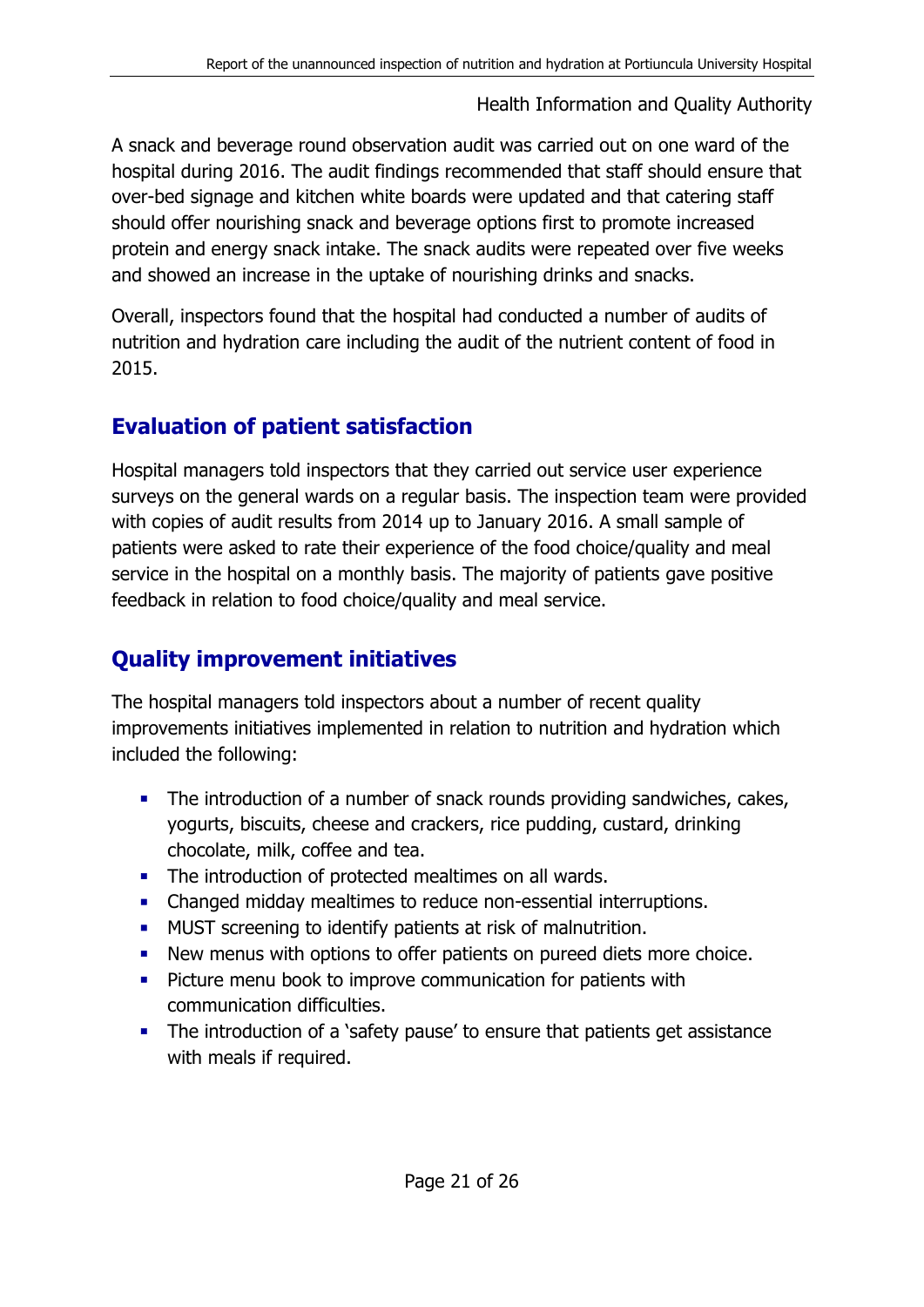A snack and beverage round observation audit was carried out on one ward of the hospital during 2016. The audit findings recommended that staff should ensure that over-bed signage and kitchen white boards were updated and that catering staff should offer nourishing snack and beverage options first to promote increased protein and energy snack intake. The snack audits were repeated over five weeks and showed an increase in the uptake of nourishing drinks and snacks.

Overall, inspectors found that the hospital had conducted a number of audits of nutrition and hydration care including the audit of the nutrient content of food in 2015.

## Evaluation of patient satisfaction

Hospital managers told inspectors that they carried out service user experience surveys on the general wards on a regular basis. The inspection team were provided with copies of audit results from 2014 up to January 2016. A small sample of patients were asked to rate their experience of the food choice/quality and meal service in the hospital on a monthly basis. The majority of patients gave positive feedback in relation to food choice/quality and meal service.

## Quality improvement initiatives

The hospital managers told inspectors about a number of recent quality improvements initiatives implemented in relation to nutrition and hydration which included the following:

- The introduction of a number of snack rounds providing sandwiches, cakes, yogurts, biscuits, cheese and crackers, rice pudding, custard, drinking chocolate, milk, coffee and tea.
- The introduction of protected mealtimes on all wards.
- Changed midday mealtimes to reduce non-essential interruptions.
- MUST screening to identify patients at risk of malnutrition.
- New menus with options to offer patients on pureed diets more choice.
- Picture menu book to improve communication for patients with communication difficulties.
- The introduction of a 'safety pause' to ensure that patients get assistance with meals if required.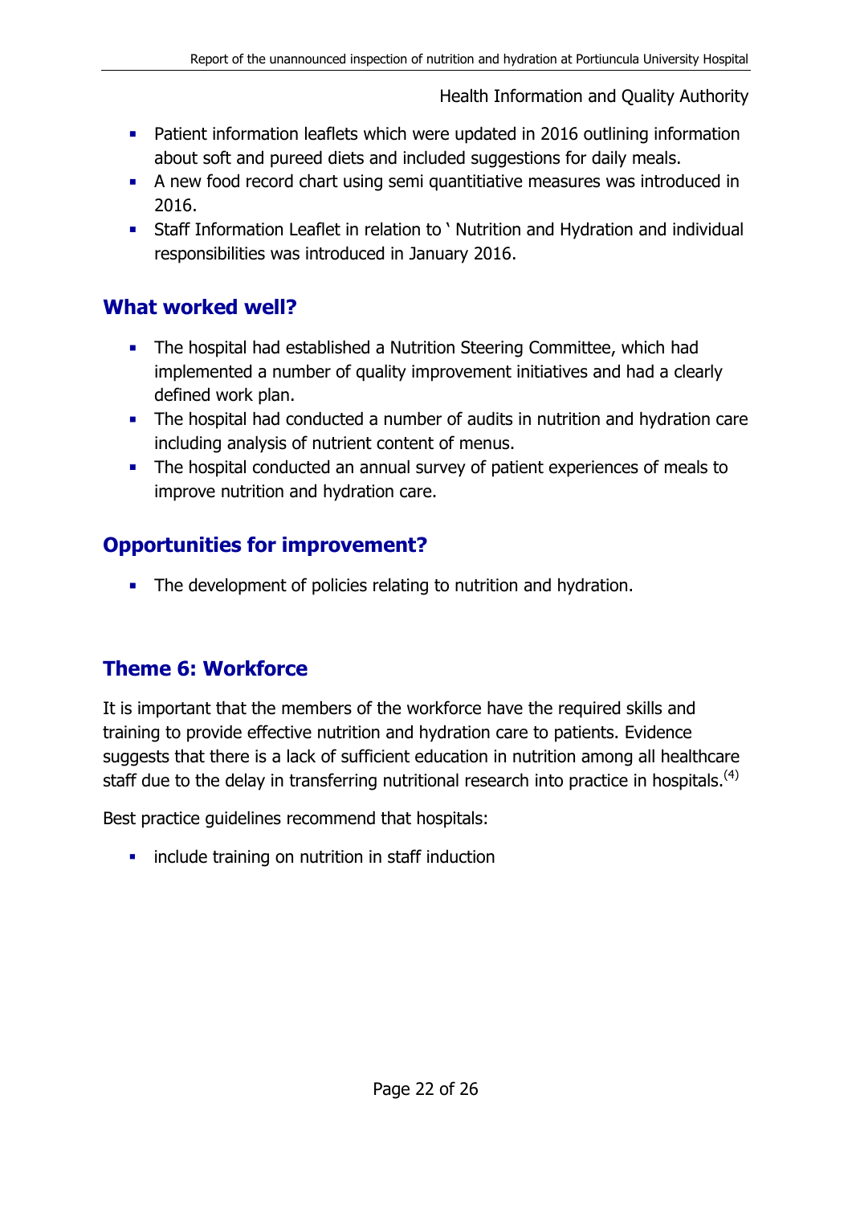- Patient information leaflets which were updated in 2016 outlining information about soft and pureed diets and included suggestions for daily meals.
- A new food record chart using semi quantitiative measures was introduced in 2016.
- Staff Information Leaflet in relation to ' Nutrition and Hydration and individual responsibilities was introduced in January 2016.

## What worked well?

- The hospital had established a Nutrition Steering Committee, which had implemented a number of quality improvement initiatives and had a clearly defined work plan.
- The hospital had conducted a number of audits in nutrition and hydration care including analysis of nutrient content of menus.
- The hospital conducted an annual survey of patient experiences of meals to improve nutrition and hydration care.

## Opportunities for improvement?

- The development of policies relating to nutrition and hydration.

## Theme 6: Workforce

It is important that the members of the workforce have the required skills and training to provide effective nutrition and hydration care to patients. Evidence suggests that there is a lack of sufficient education in nutrition among all healthcare staff due to the delay in transferring nutritional research into practice in hospitals.[(4)]

Best practice guidelines recommend that hospitals:

- include training on nutrition in staff induction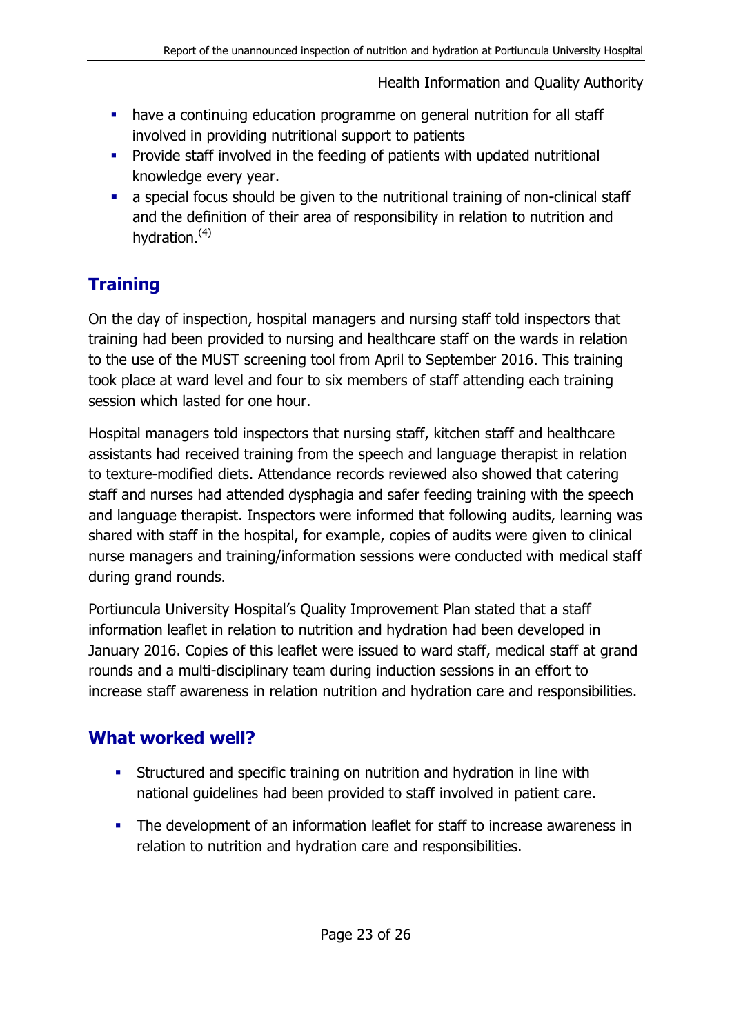- have a continuing education programme on general nutrition for all staff involved in providing nutritional support to patients
- Provide staff involved in the feeding of patients with updated nutritional knowledge every year.
- a special focus should be given to the nutritional training of non-clinical staff and the definition of their area of responsibility in relation to nutrition and hydration.[4]

## Training

On the day of inspection, hospital managers and nursing staff told inspectors that training had been provided to nursing and healthcare staff on the wards in relation to the use of the MUST screening tool from April to September 2016. This training took place at ward level and four to six members of staff attending each training session which lasted for one hour.

Hospital managers told inspectors that nursing staff, kitchen staff and healthcare assistants had received training from the speech and language therapist in relation to texture-modified diets. Attendance records reviewed also showed that catering staff and nurses had attended dysphagia and safer feeding training with the speech and language therapist. Inspectors were informed that following audits, learning was shared with staff in the hospital, for example, copies of audits were given to clinical nurse managers and training/information sessions were conducted with medical staff during grand rounds.

Portiuncula University Hospital's Quality Improvement Plan stated that a staff information leaflet in relation to nutrition and hydration had been developed in January 2016. Copies of this leaflet were issued to ward staff, medical staff at grand rounds and a multi-disciplinary team during induction sessions in an effort to increase staff awareness in relation nutrition and hydration care and responsibilities.

## What worked well?

- Structured and specific training on nutrition and hydration in line with national guidelines had been provided to staff involved in patient care.
- The development of an information leaflet for staff to increase awareness in relation to nutrition and hydration care and responsibilities.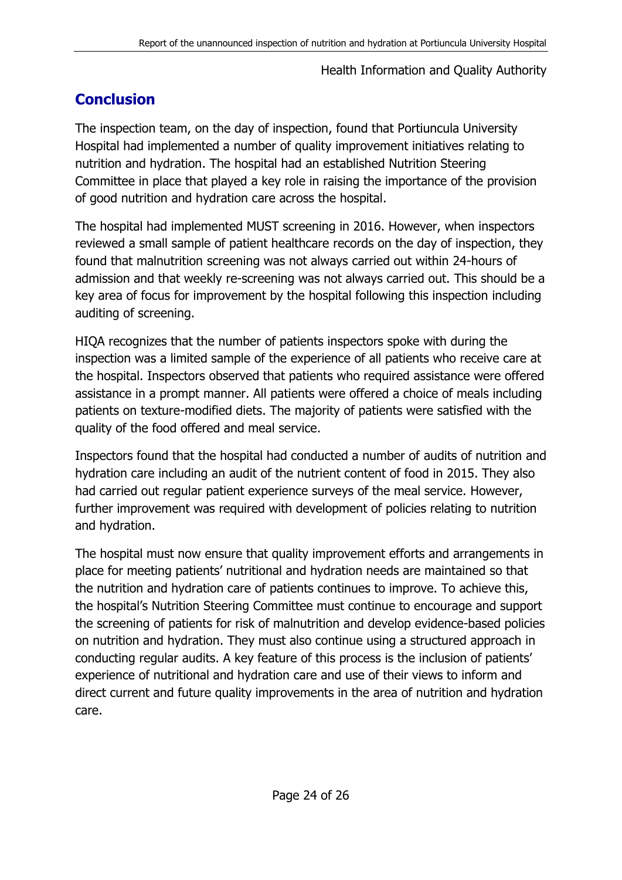## Conclusion

The inspection team, on the day of inspection, found that Portiuncula University Hospital had implemented a number of quality improvement initiatives relating to nutrition and hydration. The hospital had an established Nutrition Steering Committee in place that played a key role in raising the importance of the provision of good nutrition and hydration care across the hospital.

The hospital had implemented MUST screening in 2016. However, when inspectors reviewed a small sample of patient healthcare records on the day of inspection, they found that malnutrition screening was not always carried out within 24-hours of admission and that weekly re-screening was not always carried out. This should be a key area of focus for improvement by the hospital following this inspection including auditing of screening.

HIQA recognizes that the number of patients inspectors spoke with during the inspection was a limited sample of the experience of all patients who receive care at the hospital. Inspectors observed that patients who required assistance were offered assistance in a prompt manner. All patients were offered a choice of meals including patients on texture-modified diets. The majority of patients were satisfied with the quality of the food offered and meal service.

Inspectors found that the hospital had conducted a number of audits of nutrition and hydration care including an audit of the nutrient content of food in 2015. They also had carried out regular patient experience surveys of the meal service. However, further improvement was required with development of policies relating to nutrition and hydration.

The hospital must now ensure that quality improvement efforts and arrangements in place for meeting patients' nutritional and hydration needs are maintained so that the nutrition and hydration care of patients continues to improve. To achieve this, the hospital's Nutrition Steering Committee must continue to encourage and support the screening of patients for risk of malnutrition and develop evidence-based policies on nutrition and hydration. They must also continue using a structured approach in conducting regular audits. A key feature of this process is the inclusion of patients' experience of nutritional and hydration care and use of their views to inform and direct current and future quality improvements in the area of nutrition and hydration care.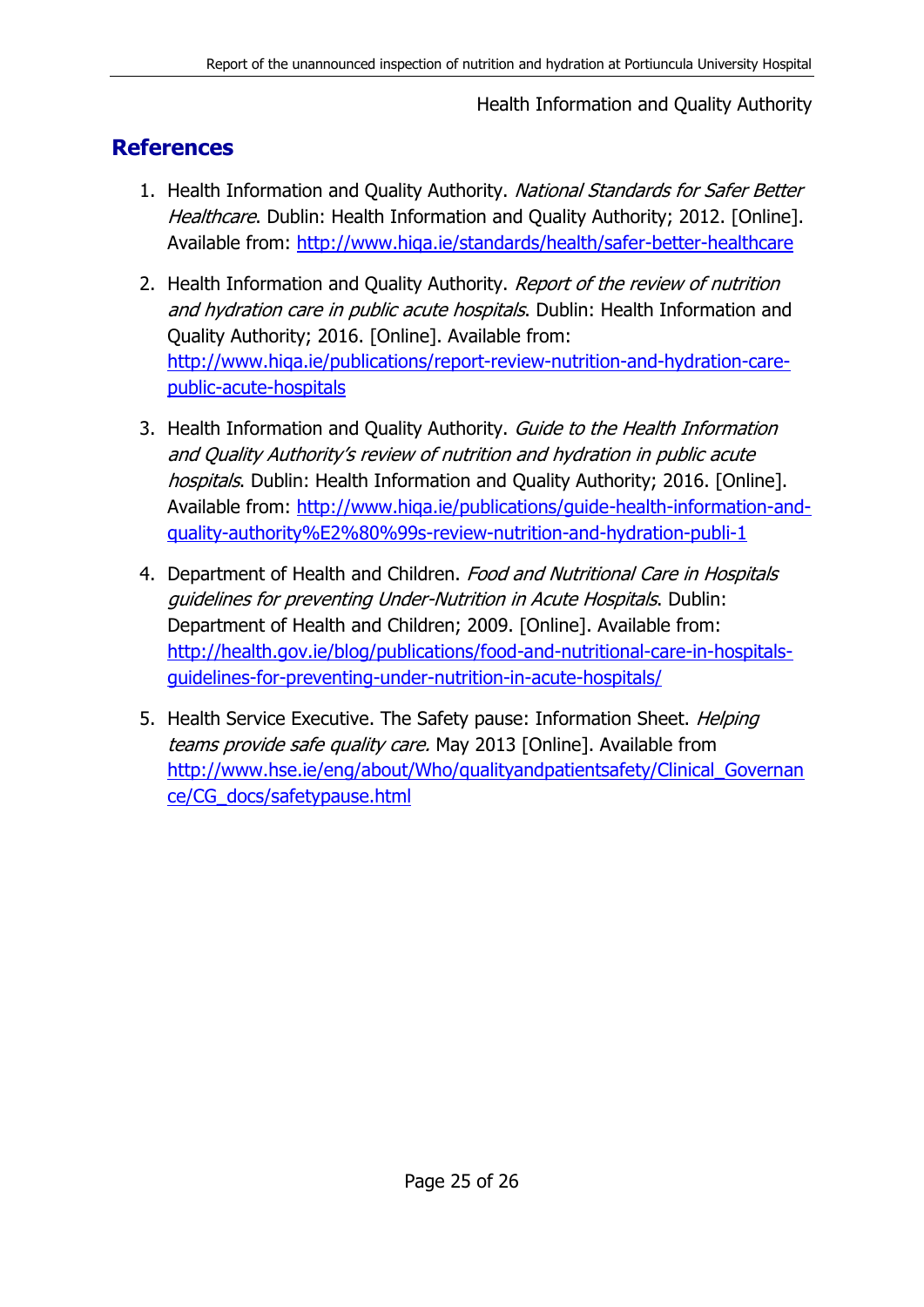## References

1. Health Information and Quality Authority. *National Standards for Safer Better Healthcare*. Dublin: Health Information and Quality Authority; 2012. [Online]. Available from: http://www.hiqa.ie/standards/health/safer-better-healthcare

2. Health Information and Quality Authority. *Report of the review of nutrition and hydration care in public acute hospitals*. Dublin: Health Information and Quality Authority; 2016. [Online]. Available from: http://www.hiqa.ie/publications/report-review-nutrition-and-hydration-care-public-acute-hospitals

3. Health Information and Quality Authority. *Guide to the Health Information and Quality Authority's review of nutrition and hydration in public acute hospitals*. Dublin: Health Information and Quality Authority; 2016. [Online]. Available from: http://www.hiqa.ie/publications/guide-health-information-and-quality-authority%E2%80%99s-review-nutrition-and-hydration-publi-1

4. Department of Health and Children. *Food and Nutritional Care in Hospitals guidelines for preventing Under-Nutrition in Acute Hospitals*. Dublin: Department of Health and Children; 2009. [Online]. Available from: http://health.gov.ie/blog/publications/food-and-nutritional-care-in-hospitals-guidelines-for-preventing-under-nutrition-in-acute-hospitals/

5. Health Service Executive. The Safety pause: Information Sheet. *Helping teams provide safe quality care.* May 2013 [Online]. Available from http://www.hse.ie/eng/about/Who/qualityandpatientsafety/Clinical_Governance/CG_docs/safetypause.html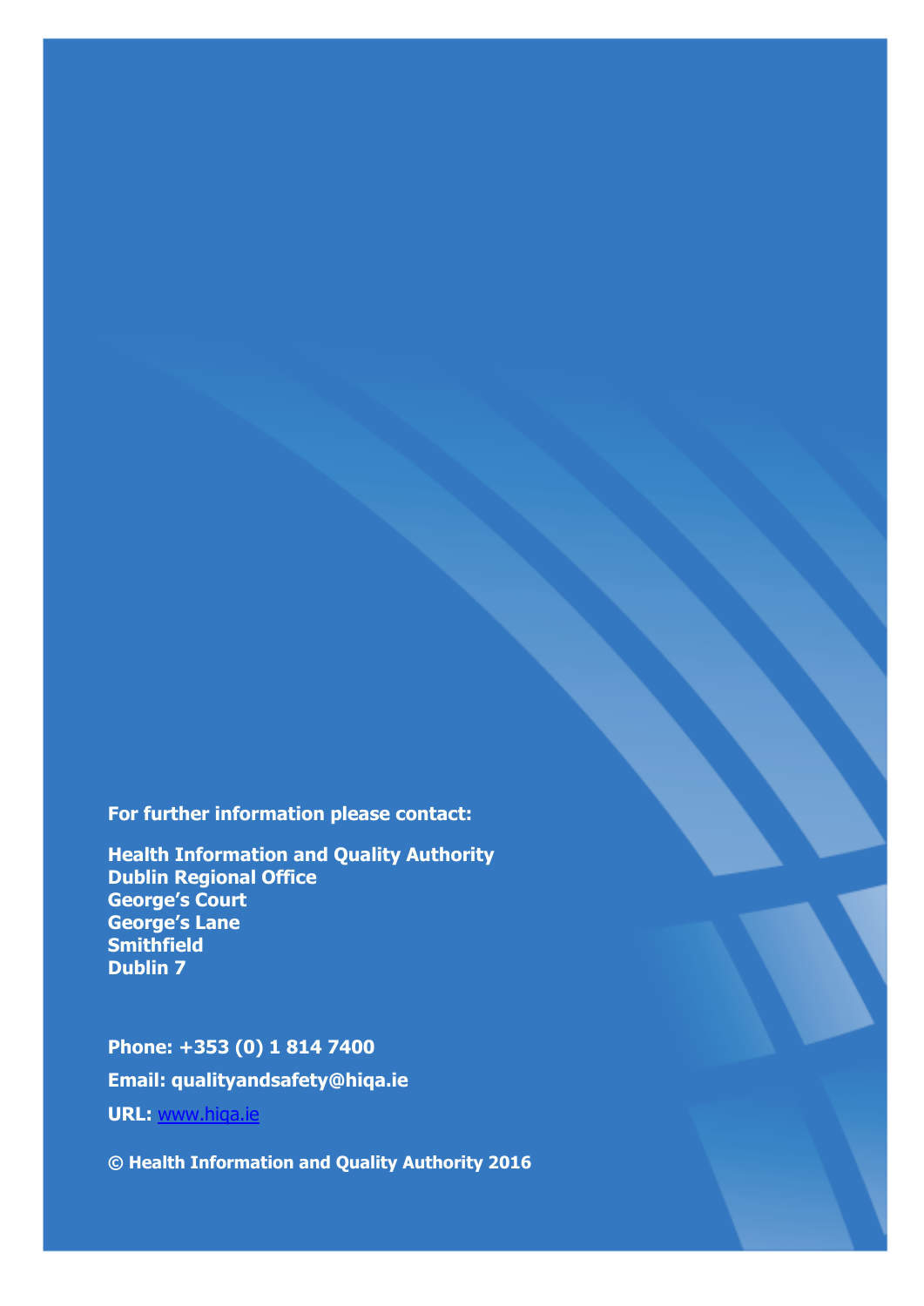**For further information please contact:**

**Health Information and Quality Authority**
**Dublin Regional Office**
**George's Court**
**George's Lane**
**Smithfield**
**Dublin 7**

**Phone: +353 (0) 1 814 7400**

**Email: qualityandsafety@hiqa.ie**

**URL:** [www.hiqa.ie](www.hiqa.ie)

**© Health Information and Quality Authority 2016**